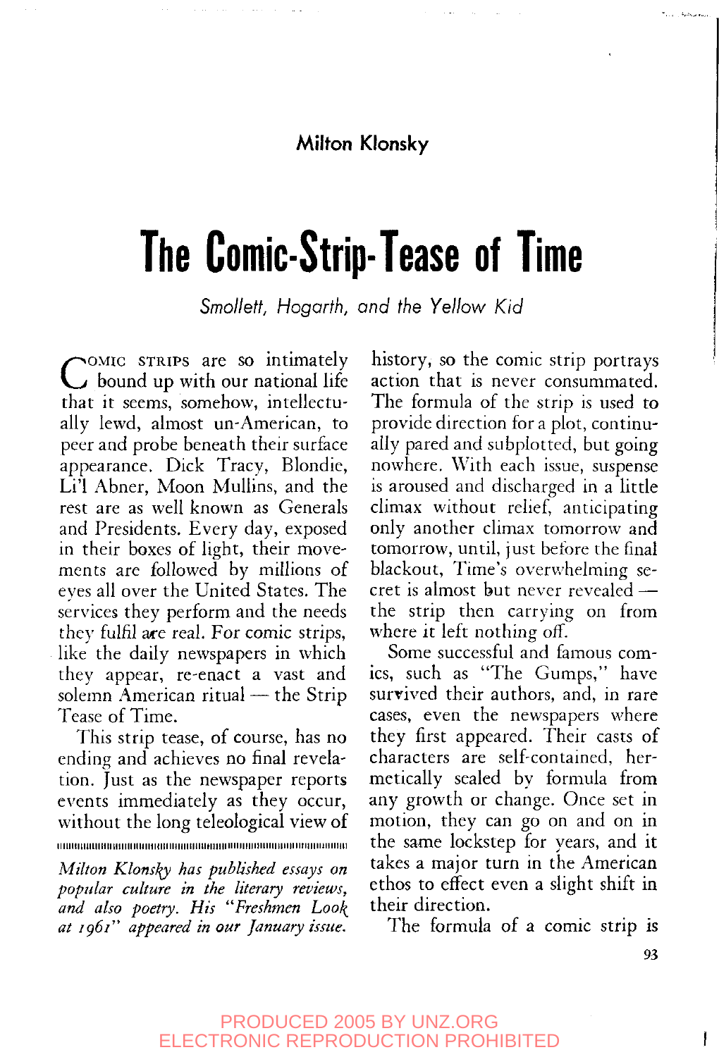Milton Klonsky

# The Comic-Strip-Tease of Time

*Smollett, Hogarth, and the Yellow Kid*

Comic strips are so intimately bound up with our national life that it seems, somehow, intellectually lewd, almost un-American, to peer and probe beneath their surface appearance. Dick Tracy, Blondie, Li'l Abner, Moon Mullins, and the rest are as well known as Generals and Presidents. Every day, exposed in their boxes of light, their movements are followed by millions of eyes all over the United States. The services they perform and the needs they fulfil are real. For comic strips, like the daily newspapers in which they appear, re-enact a vast and solemn American ritual — the Strip Tease of Time.

This strip tease, of course, has no ending and achieves no final revelation. Just as the newspaper reports events immediately as they occur, without the long teleological view of history, so the comic strip portrays action that is never consummated. The formula of the strip is used to provide direction for a plot, continually pared and subplotted, but going nowhere. With each issue, suspense is aroused and discharged in a little climax without relief, anticipating only another climax tomorrow and tomorrow, until, just before the final blackout, Time's overwhelming secret is almost but never revealed — the strip then carrying on from where it left nothing off.

Some successful and famous comics, such as "The Gumps," have survived their authors, and, in rare cases, even the newspapers where they first appeared. Their casts of characters are self-contained, hermetically sealed by formula from any growth or change. Once set in motion, they can go on and on in the same lockstep for years, and it takes a major turn in the American ethos to effect even a slight shift in their direction.

The formula of a comic strip is

---

*Milton Klonsky has published essays on popular culture in the literary reviews, and also poetry. His "Freshmen Look at 1961" appeared in our January issue.*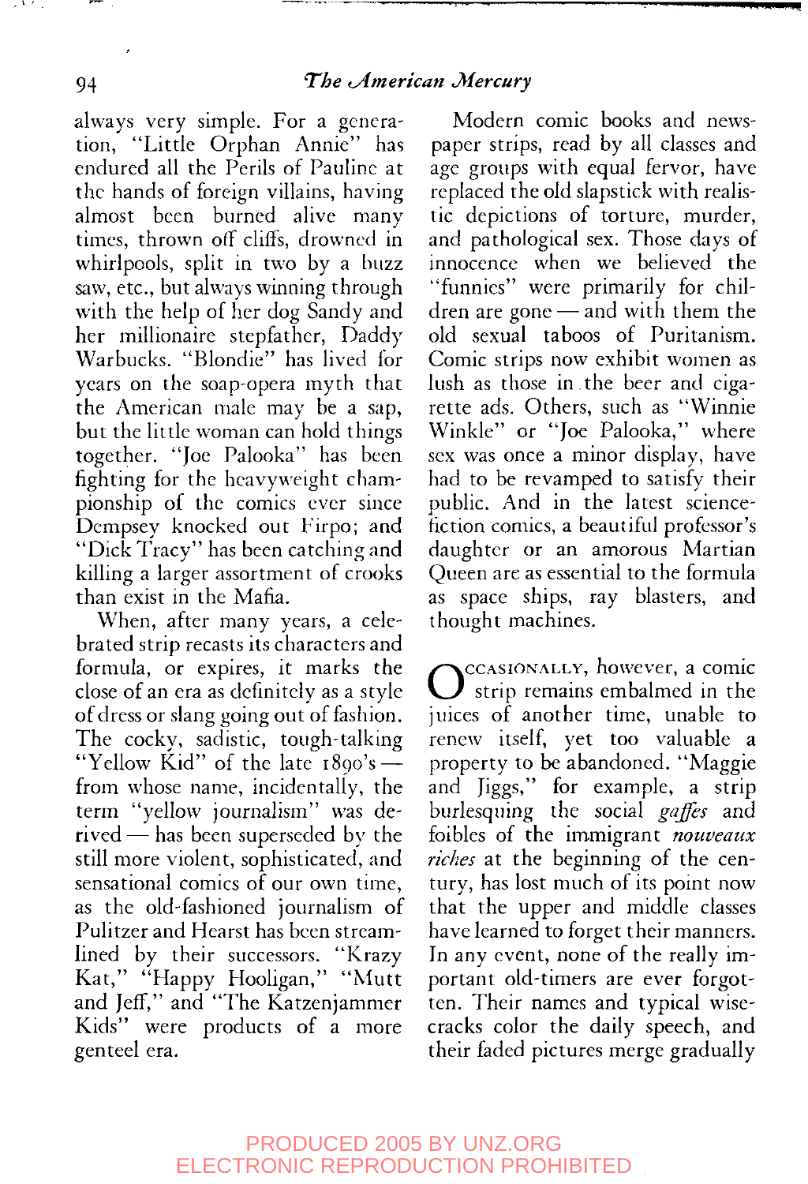always very simple. For a generation, "Little Orphan Annie" has endured all the Perils of Pauline at the hands of foreign villains, having almost been burned alive many times, thrown off cliffs, drowned in whirlpools, split in two by a buzz saw, etc., but always winning through with the help of her dog Sandy and her millionaire stepfather, Daddy Warbucks. "Blondie" has lived for years on the soap-opera myth that the American male may be a sap, but the little woman can hold things together. "Joe Palooka" has been fighting for the heavyweight championship of the comics ever since Dempsey knocked out Firpo; and "Dick Tracy" has been catching and killing a larger assortment of crooks than exist in the Mafia.

When, after many years, a celebrated strip recasts its characters and formula, or expires, it marks the close of an era as definitely as a style of dress or slang going out of fashion. The cocky, sadistic, tough-talking "Yellow Kid" of the late 1890's — from whose name, incidentally, the term "yellow journalism" was derived — has been superseded by the still more violent, sophisticated, and sensational comics of our own time, as the old-fashioned journalism of Pulitzer and Hearst has been streamlined by their successors. "Krazy Kat," "Happy Hooligan," "Mutt and Jeff," and "The Katzenjammer Kids" were products of a more genteel era.

Modern comic books and newspaper strips, read by all classes and age groups with equal fervor, have replaced the old slapstick with realistic depictions of torture, murder, and pathological sex. Those days of innocence when we believed the "funnies" were primarily for children are gone — and with them the old sexual taboos of Puritanism. Comic strips now exhibit women as lush as those in the beer and cigarette ads. Others, such as "Winnie Winkle" or "Joe Palooka," where sex was once a minor display, have had to be revamped to satisfy their public. And in the latest science-fiction comics, a beautiful professor's daughter or an amorous Martian Queen are as essential to the formula as space ships, ray blasters, and thought machines.

Occasionally, however, a comic strip remains embalmed in the juices of another time, unable to renew itself, yet too valuable a property to be abandoned. "Maggie and Jiggs," for example, a strip burlesquing the social *gaffes* and foibles of the immigrant *nouveaux riches* at the beginning of the century, has lost much of its point now that the upper and middle classes have learned to forget their manners. In any event, none of the really important old-timers are ever forgotten. Their names and typical wisecracks color the daily speech, and their faded pictures merge gradually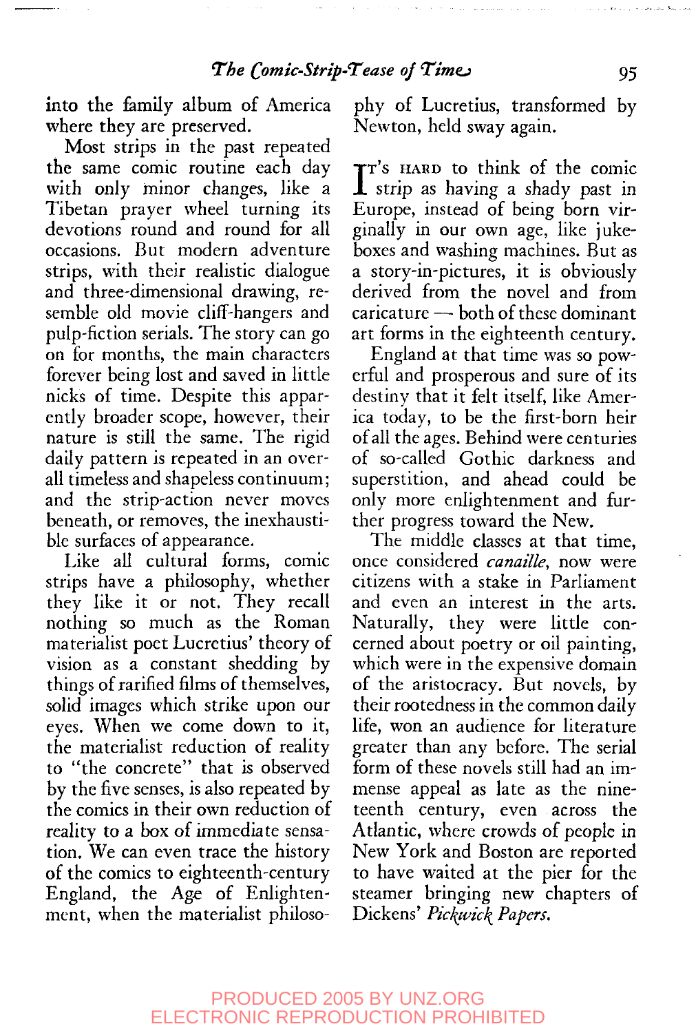into the family album of America where they are preserved.

Most strips in the past repeated the same comic routine each day with only minor changes, like a Tibetan prayer wheel turning its devotions round and round for all occasions. But modern adventure strips, with their realistic dialogue and three-dimensional drawing, resemble old movie cliff-hangers and pulp-fiction serials. The story can go on for months, the main characters forever being lost and saved in little nicks of time. Despite this apparently broader scope, however, their nature is still the same. The rigid daily pattern is repeated in an overall timeless and shapeless continuum; and the strip-action never moves beneath, or removes, the inexhaustible surfaces of appearance.

Like all cultural forms, comic strips have a philosophy, whether they like it or not. They recall nothing so much as the Roman materialist poet Lucretius' theory of vision as a constant shedding by things of rarified films of themselves, solid images which strike upon our eyes. When we come down to it, the materialist reduction of reality to "the concrete" that is observed by the five senses, is also repeated by the comics in their own reduction of reality to a box of immediate sensation. We can even trace the history of the comics to eighteenth-century England, the Age of Enlightenment, when the materialist philosophy of Lucretius, transformed by Newton, held sway again.

It's hard to think of the comic strip as having a shady past in Europe, instead of being born virginally in our own age, like jukeboxes and washing machines. But as a story-in-pictures, it is obviously derived from the novel and from caricature — both of these dominant art forms in the eighteenth century.

England at that time was so powerful and prosperous and sure of its destiny that it felt itself, like America today, to be the first-born heir of all the ages. Behind were centuries of so-called Gothic darkness and superstition, and ahead could be only more enlightenment and further progress toward the New.

The middle classes at that time, once considered *canaille*, now were citizens with a stake in Parliament and even an interest in the arts. Naturally, they were little concerned about poetry or oil painting, which were in the expensive domain of the aristocracy. But novels, by their rootedness in the common daily life, won an audience for literature greater than any before. The serial form of these novels still had an immense appeal as late as the nineteenth century, even across the Atlantic, where crowds of people in New York and Boston are reported to have waited at the pier for the steamer bringing new chapters of Dickens' *Pickwick Papers*.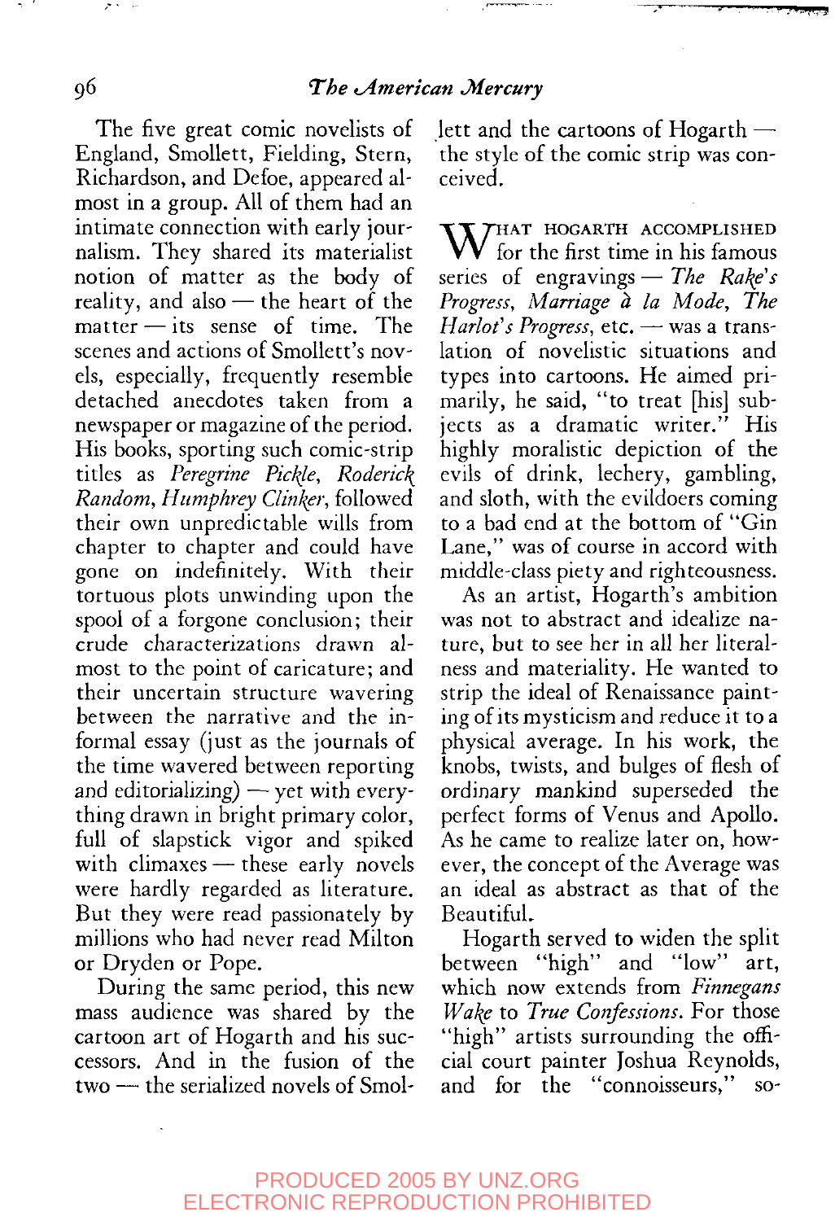The five great comic novelists of England, Smollett, Fielding, Stern, Richardson, and Defoe, appeared almost in a group. All of them had an intimate connection with early journalism. They shared its materialist notion of matter as the body of reality, and also — the heart of the matter — its sense of time. The scenes and actions of Smollett's novels, especially, frequently resemble detached anecdotes taken from a newspaper or magazine of the period. His books, sporting such comic-strip titles as *Peregrine Pickle*, *Roderick Random*, *Humphrey Clinker*, followed their own unpredictable wills from chapter to chapter and could have gone on indefinitely. With their tortuous plots unwinding upon the spool of a forgone conclusion; their crude characterizations drawn almost to the point of caricature; and their uncertain structure wavering between the narrative and the informal essay (just as the journals of the time wavered between reporting and editorializing) — yet with everything drawn in bright primary color, full of slapstick vigor and spiked with climaxes — these early novels were hardly regarded as literature. But they were read passionately by millions who had never read Milton or Dryden or Pope.

During the same period, this new mass audience was shared by the cartoon art of Hogarth and his successors. And in the fusion of the two — the serialized novels of Smollett and the cartoons of Hogarth — the style of the comic strip was conceived.

WHAT HOGARTH ACCOMPLISHED for the first time in his famous series of engravings — *The Rake's Progress*, *Marriage à la Mode*, *The Harlot's Progress*, etc. — was a translation of novelistic situations and types into cartoons. He aimed primarily, he said, "to treat [his] subjects as a dramatic writer." His highly moralistic depiction of the evils of drink, lechery, gambling, and sloth, with the evildoers coming to a bad end at the bottom of "Gin Lane," was of course in accord with middle-class piety and righteousness.

As an artist, Hogarth's ambition was not to abstract and idealize nature, but to see her in all her literalness and materiality. He wanted to strip the ideal of Renaissance painting of its mysticism and reduce it to a physical average. In his work, the knobs, twists, and bulges of flesh of ordinary mankind superseded the perfect forms of Venus and Apollo. As he came to realize later on, however, the concept of the Average was an ideal as abstract as that of the Beautiful.

Hogarth served to widen the split between "high" and "low" art, which now extends from *Finnegans Wake* to *True Confessions*. For those "high" artists surrounding the official court painter Joshua Reynolds, and for the "connoisseurs," so-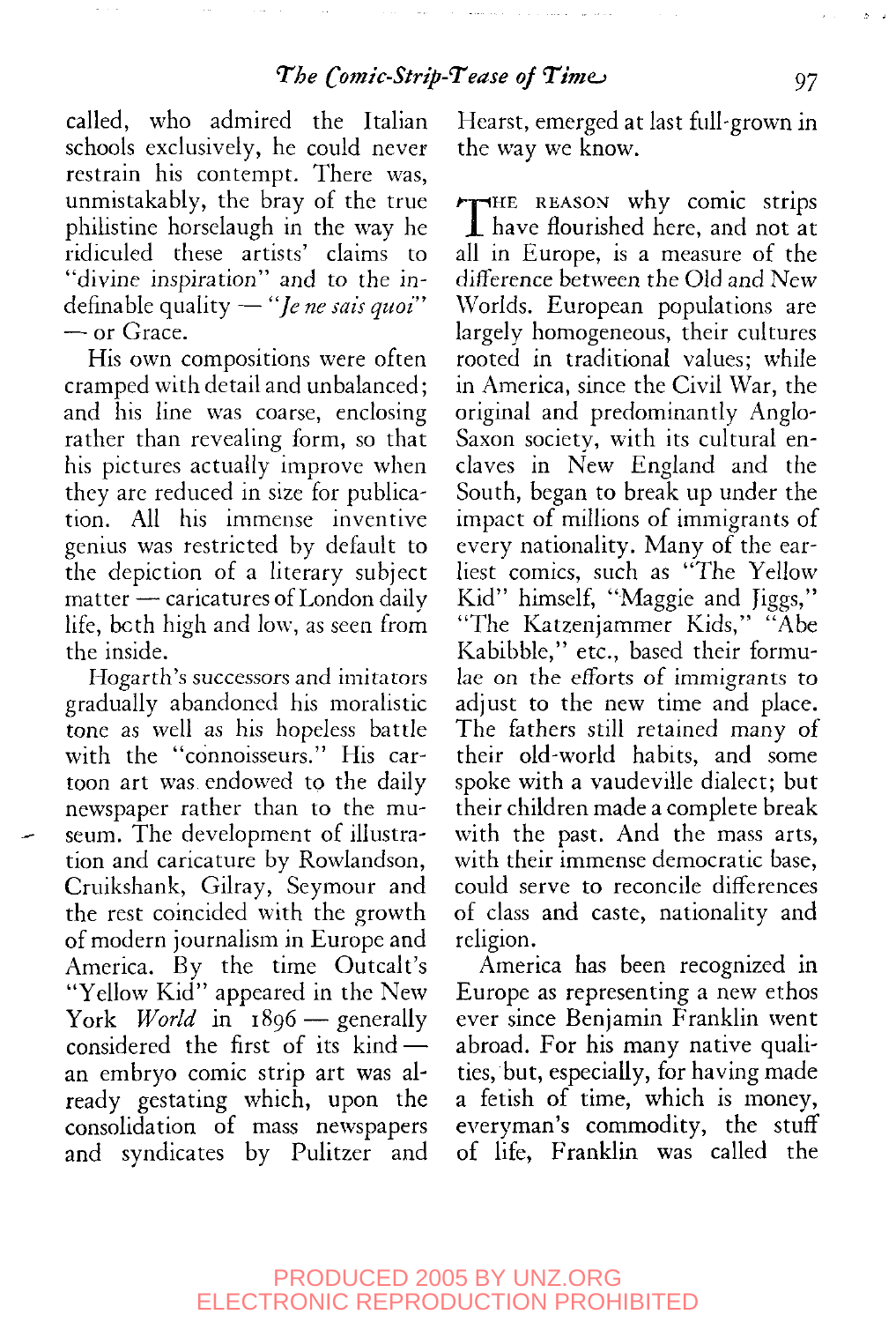called, who admired the Italian schools exclusively, he could never restrain his contempt. There was, unmistakably, the bray of the true philistine horselaugh in the way he ridiculed these artists' claims to "divine inspiration" and to the indefinable quality — "*Je ne sais quoi*" — or Grace.

His own compositions were often cramped with detail and unbalanced; and his line was coarse, enclosing rather than revealing form, so that his pictures actually improve when they are reduced in size for publication. All his immense inventive genius was restricted by default to the depiction of a literary subject matter — caricatures of London daily life, both high and low, as seen from the inside.

Hogarth's successors and imitators gradually abandoned his moralistic tone as well as his hopeless battle with the "connoisseurs." His cartoon art was endowed to the daily newspaper rather than to the museum. The development of illustration and caricature by Rowlandson, Cruikshank, Gilray, Seymour and the rest coincided with the growth of modern journalism in Europe and America. By the time Outcalt's "Yellow Kid" appeared in the New York *World* in 1896 — generally considered the first of its kind — an embryo comic strip art was already gestating which, upon the consolidation of mass newspapers and syndicates by Pulitzer and Hearst, emerged at last full-grown in the way we know.

THE REASON why comic strips have flourished here, and not at all in Europe, is a measure of the difference between the Old and New Worlds. European populations are largely homogeneous, their cultures rooted in traditional values; while in America, since the Civil War, the original and predominantly Anglo-Saxon society, with its cultural enclaves in New England and the South, began to break up under the impact of millions of immigrants of every nationality. Many of the earliest comics, such as "The Yellow Kid" himself, "Maggie and Jiggs," "The Katzenjammer Kids," "Abe Kabibble," etc., based their formulae on the efforts of immigrants to adjust to the new time and place. The fathers still retained many of their old-world habits, and some spoke with a vaudeville dialect; but their children made a complete break with the past. And the mass arts, with their immense democratic base, could serve to reconcile differences of class and caste, nationality and religion.

America has been recognized in Europe as representing a new ethos ever since Benjamin Franklin went abroad. For his many native qualities, but, especially, for having made a fetish of time, which is money, everyman's commodity, the stuff of life, Franklin was called the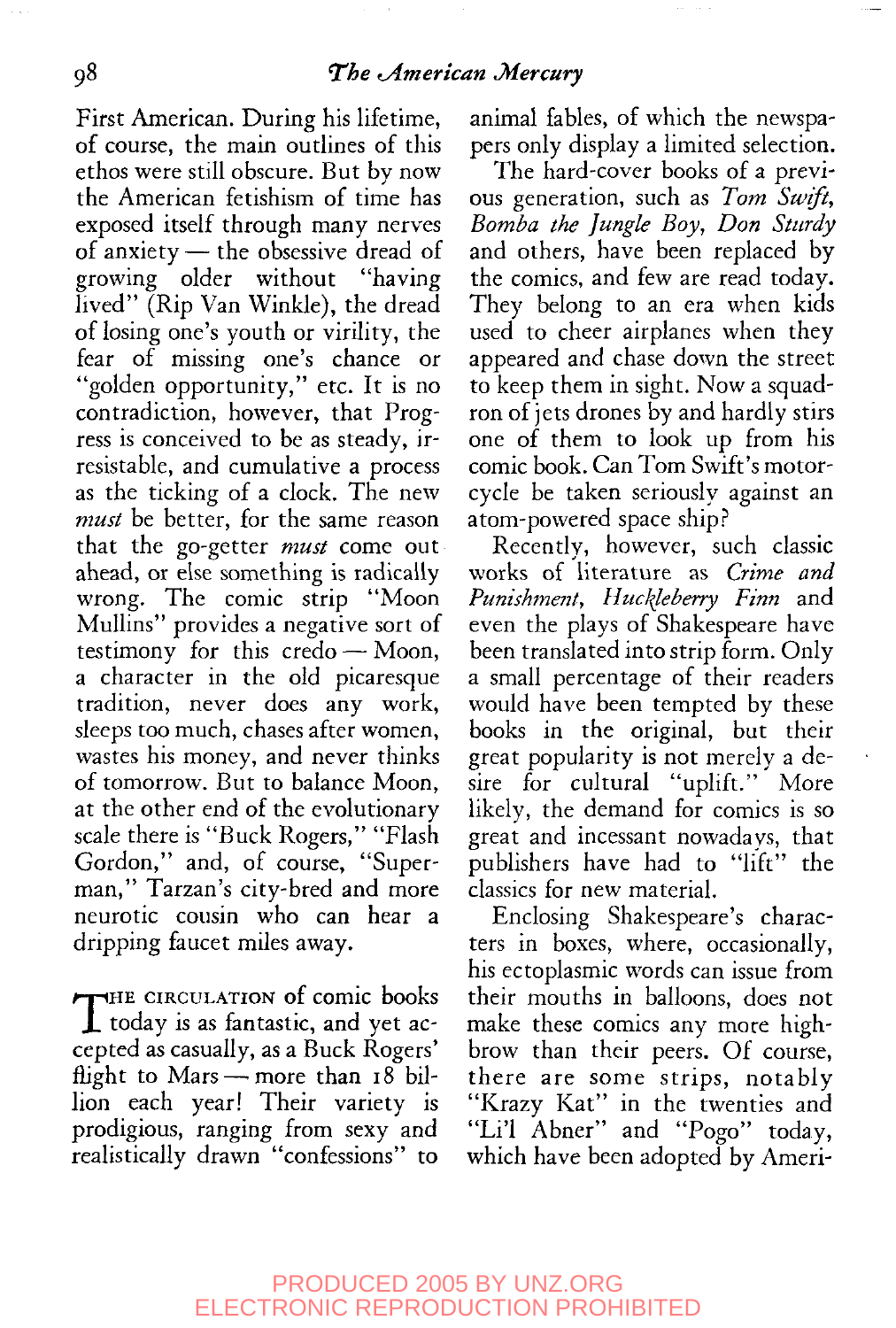First American. During his lifetime, of course, the main outlines of this ethos were still obscure. But by now the American fetishism of time has exposed itself through many nerves of anxiety — the obsessive dread of growing older without "having lived" (Rip Van Winkle), the dread of losing one's youth or virility, the fear of missing one's chance or "golden opportunity," etc. It is no contradiction, however, that Progress is conceived to be as steady, irresistable, and cumulative a process as the ticking of a clock. The new *must* be better, for the same reason that the go-getter *must* come out ahead, or else something is radically wrong. The comic strip "Moon Mullins" provides a negative sort of testimony for this credo — Moon, a character in the old picaresque tradition, never does any work, sleeps too much, chases after women, wastes his money, and never thinks of tomorrow. But to balance Moon, at the other end of the evolutionary scale there is "Buck Rogers," "Flash Gordon," and, of course, "Superman," Tarzan's city-bred and more neurotic cousin who can hear a dripping faucet miles away.

THE CIRCULATION of comic books today is as fantastic, and yet accepted as casually, as a Buck Rogers' flight to Mars — more than 18 billion each year! Their variety is prodigious, ranging from sexy and realistically drawn "confessions" to animal fables, of which the newspapers only display a limited selection.

The hard-cover books of a previous generation, such as *Tom Swift*, *Bomba the Jungle Boy*, *Don Sturdy* and others, have been replaced by the comics, and few are read today. They belong to an era when kids used to cheer airplanes when they appeared and chase down the street to keep them in sight. Now a squadron of jets drones by and hardly stirs one of them to look up from his comic book. Can Tom Swift's motorcycle be taken seriously against an atom-powered space ship?

Recently, however, such classic works of literature as *Crime and Punishment*, *Huckleberry Finn* and even the plays of Shakespeare have been translated into strip form. Only a small percentage of their readers would have been tempted by these books in the original, but their great popularity is not merely a desire for cultural "uplift." More likely, the demand for comics is so great and incessant nowadays, that publishers have had to "lift" the classics for new material.

Enclosing Shakespeare's characters in boxes, where, occasionally, his ectoplasmic words can issue from their mouths in balloons, does not make these comics any more highbrow than their peers. Of course, there are some strips, notably "Krazy Kat" in the twenties and "Li'l Abner" and "Pogo" today, which have been adopted by Ameri-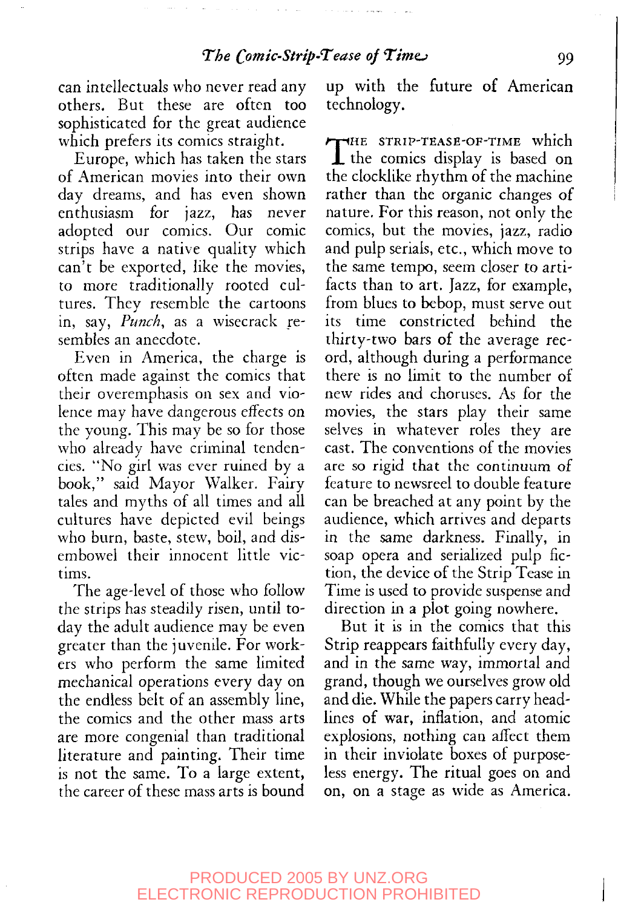can intellectuals who never read any others. But these are often too sophisticated for the great audience which prefers its comics straight.

Europe, which has taken the stars of American movies into their own day dreams, and has even shown enthusiasm for jazz, has never adopted our comics. Our comic strips have a native quality which can't be exported, like the movies, to more traditionally rooted cultures. They resemble the cartoons in, say, *Punch*, as a wisecrack resembles an anecdote.

Even in America, the charge is often made against the comics that their overemphasis on sex and violence may have dangerous effects on the young. This may be so for those who already have criminal tendencies. "No girl was ever ruined by a book," said Mayor Walker. Fairy tales and myths of all times and all cultures have depicted evil beings who burn, baste, stew, boil, and disembowel their innocent little victims.

The age-level of those who follow the strips has steadily risen, until today the adult audience may be even greater than the juvenile. For workers who perform the same limited mechanical operations every day on the endless belt of an assembly line, the comics and the other mass arts are more congenial than traditional literature and painting. Their time is not the same. To a large extent, the career of these mass arts is bound up with the future of American technology.

The strip-tease-of-time which the comics display is based on the clocklike rhythm of the machine rather than the organic changes of nature. For this reason, not only the comics, but the movies, jazz, radio and pulp serials, etc., which move to the same tempo, seem closer to artifacts than to art. Jazz, for example, from blues to bebop, must serve out its time constricted behind the thirty-two bars of the average record, although during a performance there is no limit to the number of new rides and choruses. As for the movies, the stars play their same selves in whatever roles they are cast. The conventions of the movies are so rigid that the continuum of feature to newsreel to double feature can be breached at any point by the audience, which arrives and departs in the same darkness. Finally, in soap opera and serialized pulp fiction, the device of the Strip Tease in Time is used to provide suspense and direction in a plot going nowhere.

But it is in the comics that this Strip reappears faithfully every day, and in the same way, immortal and grand, though we ourselves grow old and die. While the papers carry headlines of war, inflation, and atomic explosions, nothing can affect them in their inviolate boxes of purposeless energy. The ritual goes on and on, on a stage as wide as America.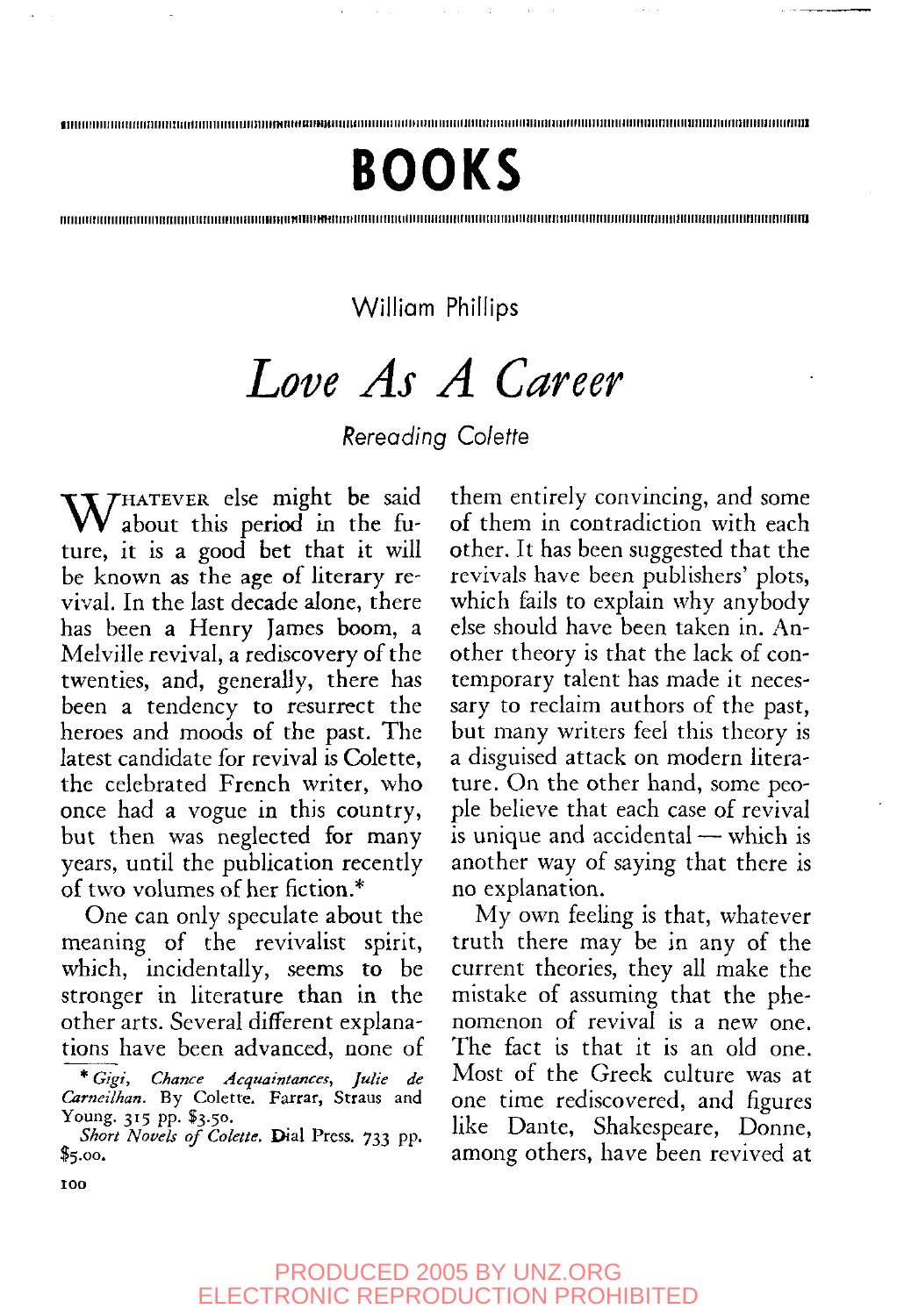# BOOKS

William Phillips

## *Love As A Career*

### Rereading Colette

Whatever else might be said about this period in the future, it is a good bet that it will be known as the age of literary revival. In the last decade alone, there has been a Henry James boom, a Melville revival, a rediscovery of the twenties, and, generally, there has been a tendency to resurrect the heroes and moods of the past. The latest candidate for revival is Colette, the celebrated French writer, who once had a vogue in this country, but then was neglected for many years, until the publication recently of two volumes of her fiction.*

One can only speculate about the meaning of the revivalist spirit, which, incidentally, seems to be stronger in literature than in the other arts. Several different explanations have been advanced, none of them entirely convincing, and some of them in contradiction with each other. It has been suggested that the revivals have been publishers' plots, which fails to explain why anybody else should have been taken in. Another theory is that the lack of contemporary talent has made it necessary to reclaim authors of the past, but many writers feel this theory is a disguised attack on modern literature. On the other hand, some people believe that each case of revival is unique and accidental — which is another way of saying that there is no explanation.

My own feeling is that, whatever truth there may be in any of the current theories, they all make the mistake of assuming that the phenomenon of revival is a new one. The fact is that it is an old one. Most of the Greek culture was at one time rediscovered, and figures like Dante, Shakespeare, Donne, among others, have been revived at

\* *Gigi, Chance Acquaintances, Julie de Carneilhan.* By Colette. Farrar, Straus and Young. 315 pp. $3.50.

*Short Novels of Colette.* Dial Press. 733 pp. $5.00.